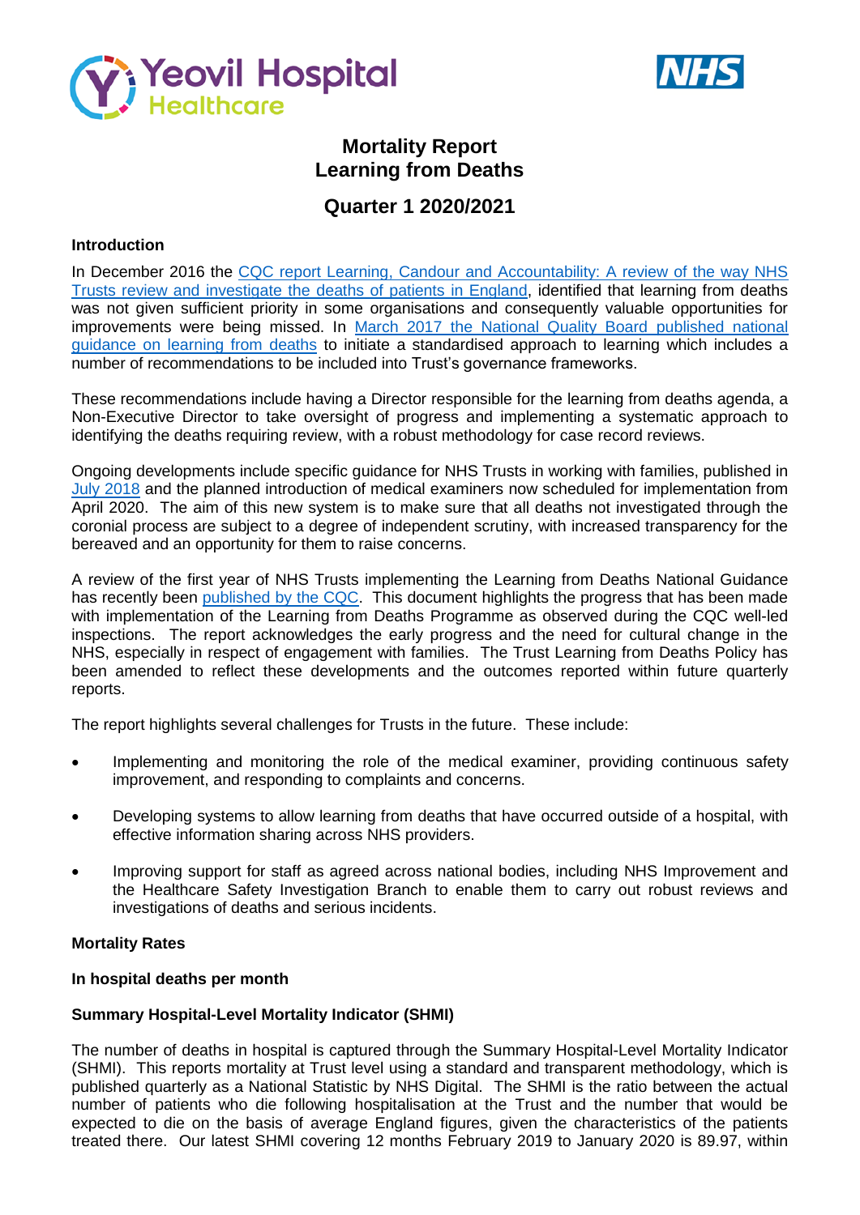# Mortality Report
# Learning from Deaths

## Quarter 1 2020/2021

### Introduction

In December 2016 the CQC report Learning, Candour and Accountability: A review of the way NHS Trusts review and investigate the deaths of patients in England, identified that learning from deaths was not given sufficient priority in some organisations and consequently valuable opportunities for improvements were being missed. In March 2017 the National Quality Board published national guidance on learning from deaths to initiate a standardised approach to learning which includes a number of recommendations to be included into Trust's governance frameworks.

These recommendations include having a Director responsible for the learning from deaths agenda, a Non-Executive Director to take oversight of progress and implementing a systematic approach to identifying the deaths requiring review, with a robust methodology for case record reviews.

Ongoing developments include specific guidance for NHS Trusts in working with families, published in July 2018 and the planned introduction of medical examiners now scheduled for implementation from April 2020. The aim of this new system is to make sure that all deaths not investigated through the coronial process are subject to a degree of independent scrutiny, with increased transparency for the bereaved and an opportunity for them to raise concerns.

A review of the first year of NHS Trusts implementing the Learning from Deaths National Guidance has recently been published by the CQC. This document highlights the progress that has been made with implementation of the Learning from Deaths Programme as observed during the CQC well-led inspections. The report acknowledges the early progress and the need for cultural change in the NHS, especially in respect of engagement with families. The Trust Learning from Deaths Policy has been amended to reflect these developments and the outcomes reported within future quarterly reports.

The report highlights several challenges for Trusts in the future. These include:

- Implementing and monitoring the role of the medical examiner, providing continuous safety improvement, and responding to complaints and concerns.
- Developing systems to allow learning from deaths that have occurred outside of a hospital, with effective information sharing across NHS providers.
- Improving support for staff as agreed across national bodies, including NHS Improvement and the Healthcare Safety Investigation Branch to enable them to carry out robust reviews and investigations of deaths and serious incidents.

### Mortality Rates

#### In hospital deaths per month

#### Summary Hospital-Level Mortality Indicator (SHMI)

The number of deaths in hospital is captured through the Summary Hospital-Level Mortality Indicator (SHMI). This reports mortality at Trust level using a standard and transparent methodology, which is published quarterly as a National Statistic by NHS Digital. The SHMI is the ratio between the actual number of patients who die following hospitalisation at the Trust and the number that would be expected to die on the basis of average England figures, given the characteristics of the patients treated there. Our latest SHMI covering 12 months February 2019 to January 2020 is 89.97, within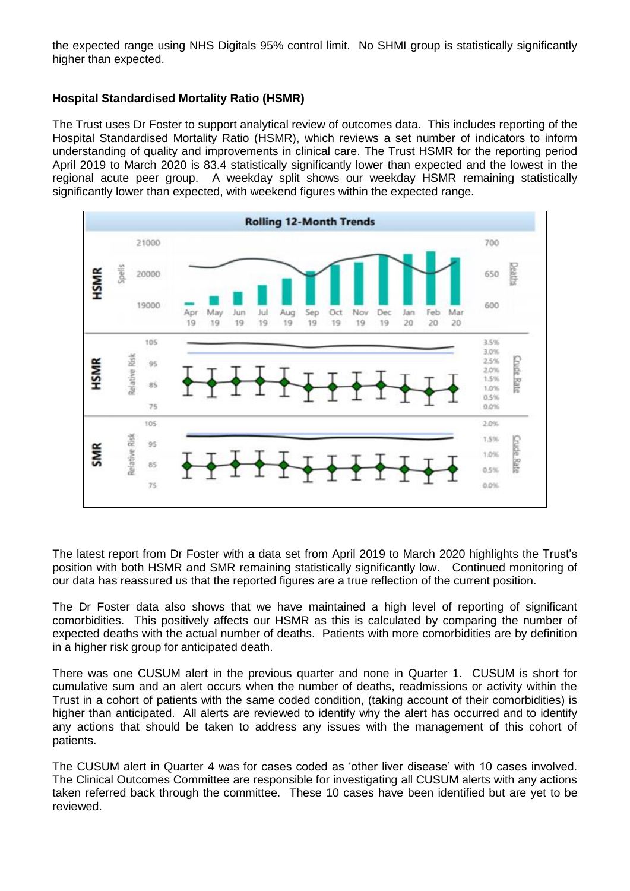the expected range using NHS Digitals 95% control limit. No SHMI group is statistically significantly higher than expected.

**Hospital Standardised Mortality Ratio (HSMR)**

The Trust uses Dr Foster to support analytical review of outcomes data. This includes reporting of the Hospital Standardised Mortality Ratio (HSMR), which reviews a set number of indicators to inform understanding of quality and improvements in clinical care. The Trust HSMR for the reporting period April 2019 to March 2020 is 83.4 statistically significantly lower than expected and the lowest in the regional acute peer group. A weekday split shows our weekday HSMR remaining statistically significantly lower than expected, with weekend figures within the expected range.

The latest report from Dr Foster with a data set from April 2019 to March 2020 highlights the Trust's position with both HSMR and SMR remaining statistically significantly low. Continued monitoring of our data has reassured us that the reported figures are a true reflection of the current position.

The Dr Foster data also shows that we have maintained a high level of reporting of significant comorbidities. This positively affects our HSMR as this is calculated by comparing the number of expected deaths with the actual number of deaths. Patients with more comorbidities are by definition in a higher risk group for anticipated death.

There was one CUSUM alert in the previous quarter and none in Quarter 1. CUSUM is short for cumulative sum and an alert occurs when the number of deaths, readmissions or activity within the Trust in a cohort of patients with the same coded condition, (taking account of their comorbidities) is higher than anticipated. All alerts are reviewed to identify why the alert has occurred and to identify any actions that should be taken to address any issues with the management of this cohort of patients.

The CUSUM alert in Quarter 4 was for cases coded as 'other liver disease' with 10 cases involved. The Clinical Outcomes Committee are responsible for investigating all CUSUM alerts with any actions taken referred back through the committee. These 10 cases have been identified but are yet to be reviewed.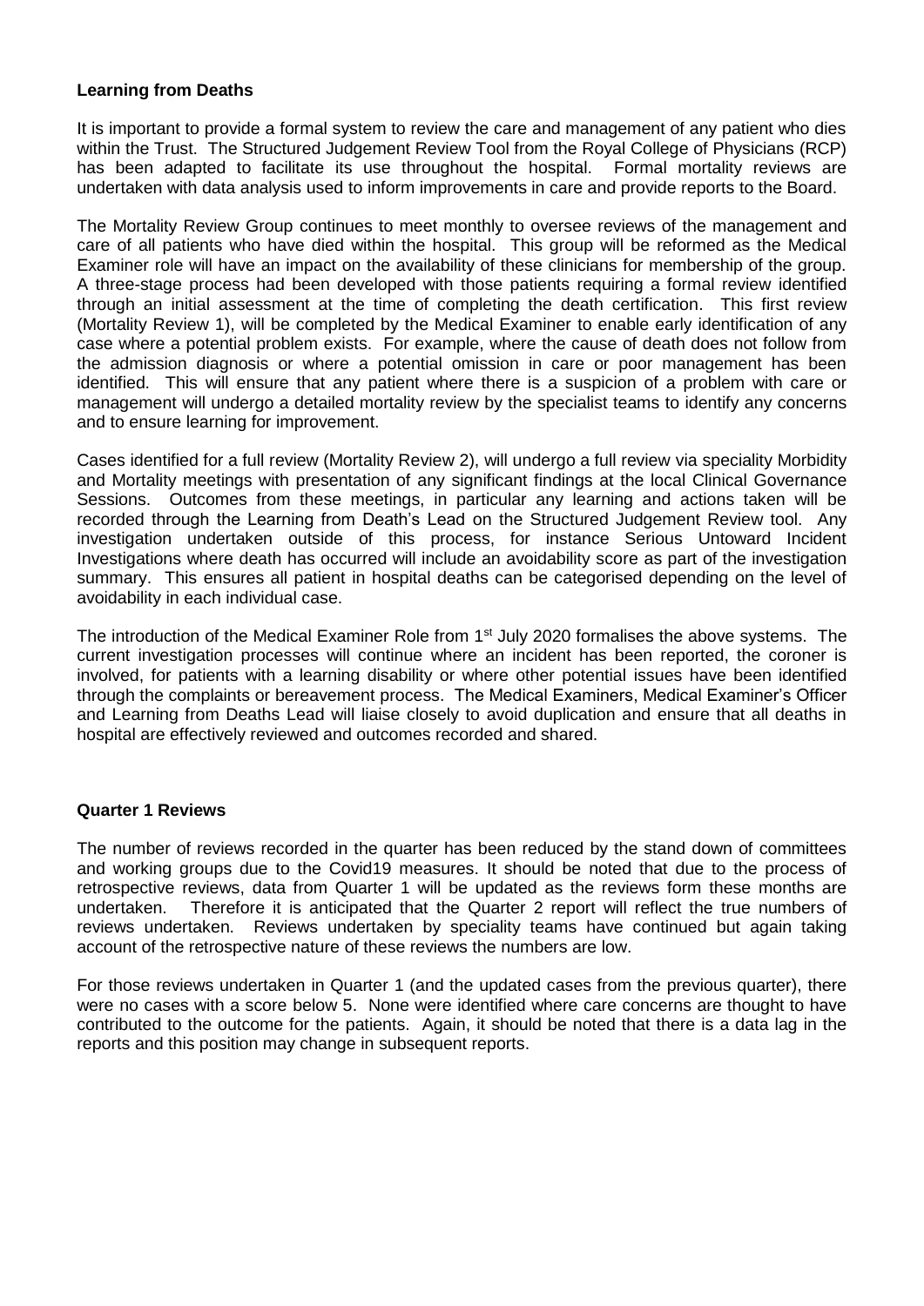**Learning from Deaths**

It is important to provide a formal system to review the care and management of any patient who dies within the Trust. The Structured Judgement Review Tool from the Royal College of Physicians (RCP) has been adapted to facilitate its use throughout the hospital. Formal mortality reviews are undertaken with data analysis used to inform improvements in care and provide reports to the Board.

The Mortality Review Group continues to meet monthly to oversee reviews of the management and care of all patients who have died within the hospital. This group will be reformed as the Medical Examiner role will have an impact on the availability of these clinicians for membership of the group. A three-stage process had been developed with those patients requiring a formal review identified through an initial assessment at the time of completing the death certification. This first review (Mortality Review 1), will be completed by the Medical Examiner to enable early identification of any case where a potential problem exists. For example, where the cause of death does not follow from the admission diagnosis or where a potential omission in care or poor management has been identified. This will ensure that any patient where there is a suspicion of a problem with care or management will undergo a detailed mortality review by the specialist teams to identify any concerns and to ensure learning for improvement.

Cases identified for a full review (Mortality Review 2), will undergo a full review via speciality Morbidity and Mortality meetings with presentation of any significant findings at the local Clinical Governance Sessions. Outcomes from these meetings, in particular any learning and actions taken will be recorded through the Learning from Death's Lead on the Structured Judgement Review tool. Any investigation undertaken outside of this process, for instance Serious Untoward Incident Investigations where death has occurred will include an avoidability score as part of the investigation summary. This ensures all patient in hospital deaths can be categorised depending on the level of avoidability in each individual case.

The introduction of the Medical Examiner Role from 1st July 2020 formalises the above systems. The current investigation processes will continue where an incident has been reported, the coroner is involved, for patients with a learning disability or where other potential issues have been identified through the complaints or bereavement process. The Medical Examiners, Medical Examiner's Officer and Learning from Deaths Lead will liaise closely to avoid duplication and ensure that all deaths in hospital are effectively reviewed and outcomes recorded and shared.

**Quarter 1 Reviews**

The number of reviews recorded in the quarter has been reduced by the stand down of committees and working groups due to the Covid19 measures. It should be noted that due to the process of retrospective reviews, data from Quarter 1 will be updated as the reviews form these months are undertaken. Therefore it is anticipated that the Quarter 2 report will reflect the true numbers of reviews undertaken. Reviews undertaken by speciality teams have continued but again taking account of the retrospective nature of these reviews the numbers are low.

For those reviews undertaken in Quarter 1 (and the updated cases from the previous quarter), there were no cases with a score below 5. None were identified where care concerns are thought to have contributed to the outcome for the patients. Again, it should be noted that there is a data lag in the reports and this position may change in subsequent reports.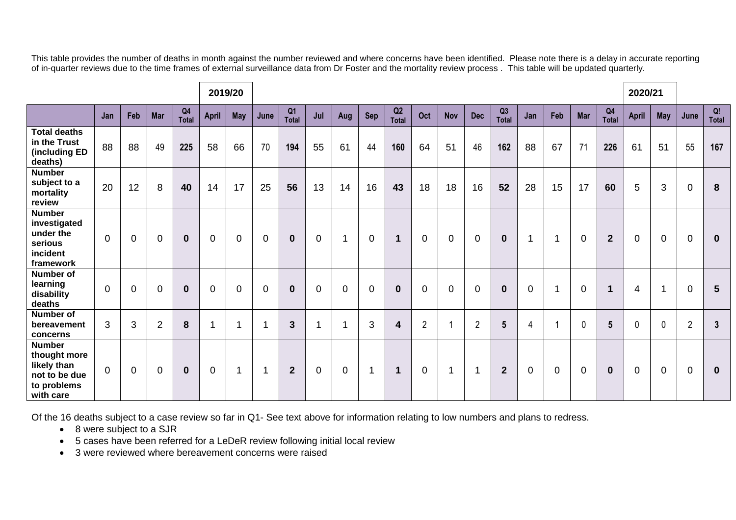This table provides the number of deaths in month against the number reviewed and where concerns have been identified. Please note there is a delay in accurate reporting of in-quarter reviews due to the time frames of external surveillance data from Dr Foster and the mortality review process . This table will be updated quarterly.

| | | | | | 2019/20 | | | | | | | | | | | | | | | | 2020/21 | | | |
|---|---|---|---|---|---|---|---|---|---|---|---|---|---|---|---|---|---|---|---|---|---|---|---|---|
| | Jan | Feb | Mar | Q4 Total | April | May | June | Q1 Total | Jul | Aug | Sep | Q2 Total | Oct | Nov | Dec | Q3 Total | Jan | Feb | Mar | Q4 Total | April | May | June | Q! Total |
| **Total deaths in the Trust (including ED deaths)** | 88 | 88 | 49 | **225** | 58 | 66 | 70 | **194** | 55 | 61 | 44 | **160** | 64 | 51 | 46 | **162** | 88 | 67 | 71 | **226** | 61 | 51 | 55 | **167** |
| **Number subject to a mortality review** | 20 | 12 | 8 | **40** | 14 | 17 | 25 | **56** | 13 | 14 | 16 | **43** | 18 | 18 | 16 | **52** | 28 | 15 | 17 | **60** | 5 | 3 | 0 | **8** |
| **Number investigated under the serious incident framework** | 0 | 0 | 0 | **0** | 0 | 0 | 0 | **0** | 0 | 1 | 0 | **1** | 0 | 0 | 0 | **0** | 1 | 1 | 0 | **2** | 0 | 0 | 0 | **0** |
| **Number of learning disability deaths** | 0 | 0 | 0 | **0** | 0 | 0 | 0 | **0** | 0 | 0 | 0 | **0** | 0 | 0 | 0 | **0** | 0 | 1 | 0 | **1** | 4 | 1 | 0 | **5** |
| **Number of bereavement concerns** | 3 | 3 | 2 | **8** | 1 | 1 | 1 | **3** | 1 | 1 | 3 | **4** | 2 | 1 | 2 | **5** | 4 | 1 | 0 | **5** | 0 | 0 | 2 | **3** |
| **Number thought more likely than not to be due to problems with care** | 0 | 0 | 0 | **0** | 0 | 1 | 1 | **2** | 0 | 0 | 1 | **1** | 0 | 1 | 1 | **2** | 0 | 0 | 0 | **0** | 0 | 0 | 0 | **0** |

Of the 16 deaths subject to a case review so far in Q1- See text above for information relating to low numbers and plans to redress.

- 8 were subject to a SJR
- 5 cases have been referred for a LeDeR review following initial local review
- 3 were reviewed where bereavement concerns were raised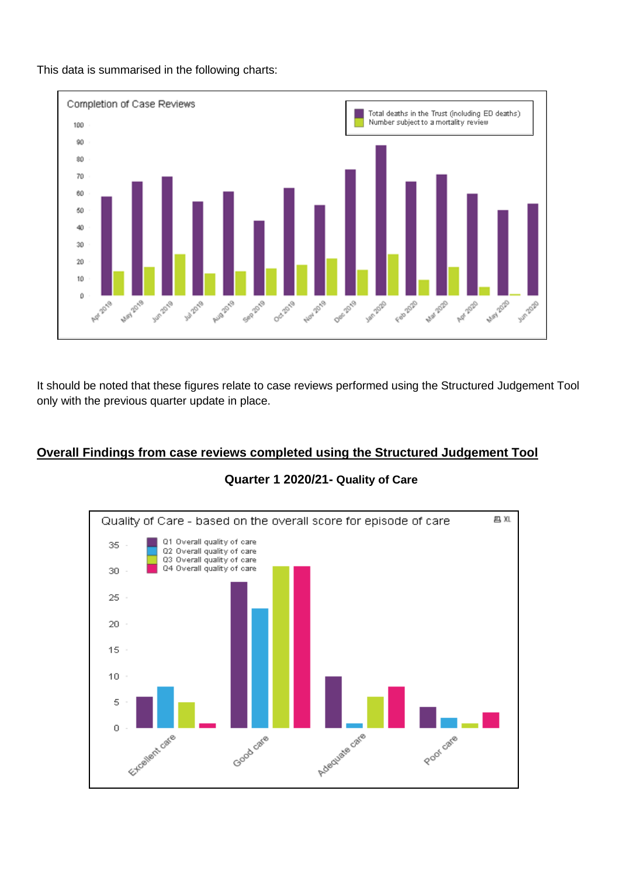This data is summarised in the following charts:

It should be noted that these figures relate to case reviews performed using the Structured Judgement Tool only with the previous quarter update in place.

## Overall Findings from case reviews completed using the Structured Judgement Tool

**Quarter 1 2020/21- Quality of Care**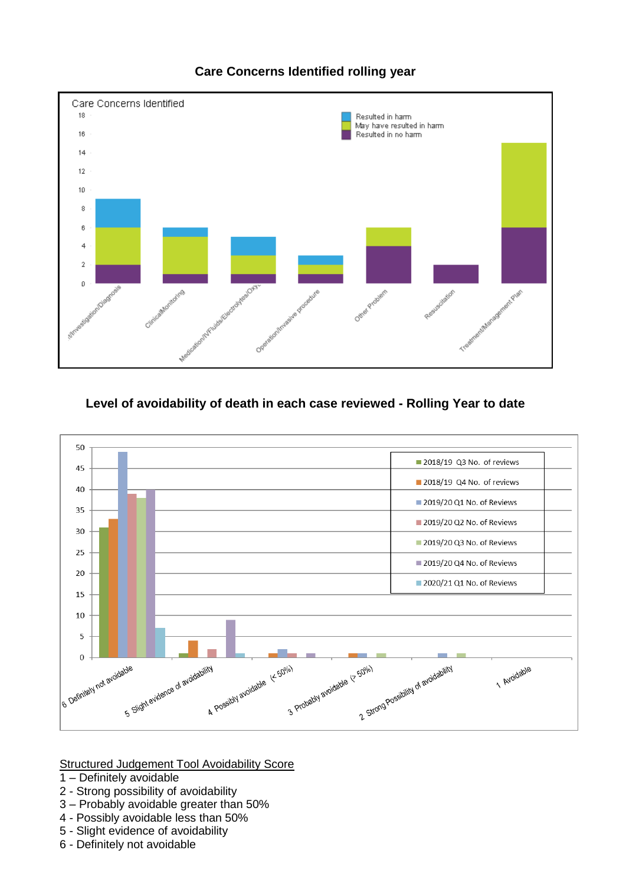## Care Concerns Identified rolling year

Care Concerns Identified

| Category | Resulted in no harm | May have resulted in harm | Resulted in harm |
|---|---|---|---|
| ...t/Investigation/Diagnosis | 2 | 4 | 3 |
| Clinical/Monitoring | 1 | 4 | 1 |
| Medication/IVFluids/Electrolytes/Oxy... | 1 | 2 | 2 |
| Operation/Invasive procedure | 1 | 1 | 1 |
| Other Problem | 4 | 2 | |
| Resuscitation | 2 | | |
| Treatment/Management Plan | 6 | 9 | |

## Level of avoidability of death in each case reviewed - Rolling Year to date

| Score | 2018/19 Q3 No. of reviews | 2018/19 Q4 No. of reviews | 2019/20 Q1 No. of Reviews | 2019/20 Q2 No. of Reviews | 2019/20 Q3 No. of Reviews | 2019/20 Q4 No. of Reviews | 2020/21 Q1 No. of Reviews |
|---|---|---|---|---|---|---|---|
| 6 Definitely not avoidable | 31 | 33 | 49 | 39 | 38 | 40 | 7 |
| 5 Slight evidence of avoidability | 1 | 4 | | 2 | | 9 | 1 |
| 4 Possibly avoidable (< 50%) | | 1 | 2 | 1 | | 1 | |
| 3 Probably avoidable (> 50%) | | 1 | 1 | | 1 | | |
| 2 Strong Possibility of avoidability | | | 1 | | 1 | | |
| 1 Avoidable | | | | | | | |

Structured Judgement Tool Avoidability Score

1 – Definitely avoidable
2 - Strong possibility of avoidability
3 – Probably avoidable greater than 50%
4 - Possibly avoidable less than 50%
5 - Slight evidence of avoidability
6 - Definitely not avoidable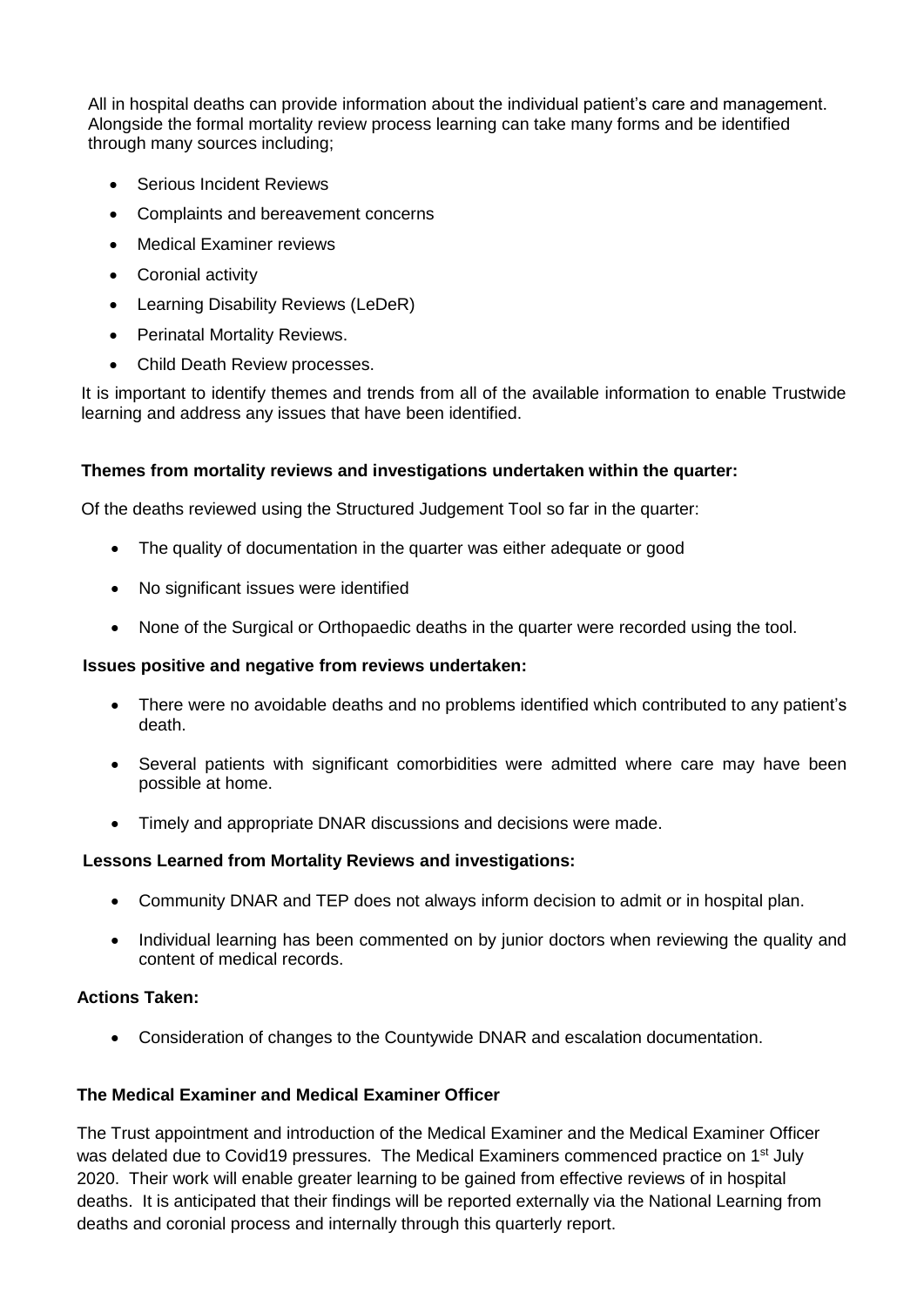All in hospital deaths can provide information about the individual patient's care and management. Alongside the formal mortality review process learning can take many forms and be identified through many sources including;

- Serious Incident Reviews
- Complaints and bereavement concerns
- Medical Examiner reviews
- Coronial activity
- Learning Disability Reviews (LeDeR)
- Perinatal Mortality Reviews.
- Child Death Review processes.

It is important to identify themes and trends from all of the available information to enable Trustwide learning and address any issues that have been identified.

**Themes from mortality reviews and investigations undertaken within the quarter:**

Of the deaths reviewed using the Structured Judgement Tool so far in the quarter:

- The quality of documentation in the quarter was either adequate or good
- No significant issues were identified
- None of the Surgical or Orthopaedic deaths in the quarter were recorded using the tool.

**Issues positive and negative from reviews undertaken:**

- There were no avoidable deaths and no problems identified which contributed to any patient's death.
- Several patients with significant comorbidities were admitted where care may have been possible at home.
- Timely and appropriate DNAR discussions and decisions were made.

**Lessons Learned from Mortality Reviews and investigations:**

- Community DNAR and TEP does not always inform decision to admit or in hospital plan.
- Individual learning has been commented on by junior doctors when reviewing the quality and content of medical records.

**Actions Taken:**

- Consideration of changes to the Countywide DNAR and escalation documentation.

**The Medical Examiner and Medical Examiner Officer**

The Trust appointment and introduction of the Medical Examiner and the Medical Examiner Officer was delated due to Covid19 pressures. The Medical Examiners commenced practice on 1st July 2020. Their work will enable greater learning to be gained from effective reviews of in hospital deaths. It is anticipated that their findings will be reported externally via the National Learning from deaths and coronial process and internally through this quarterly report.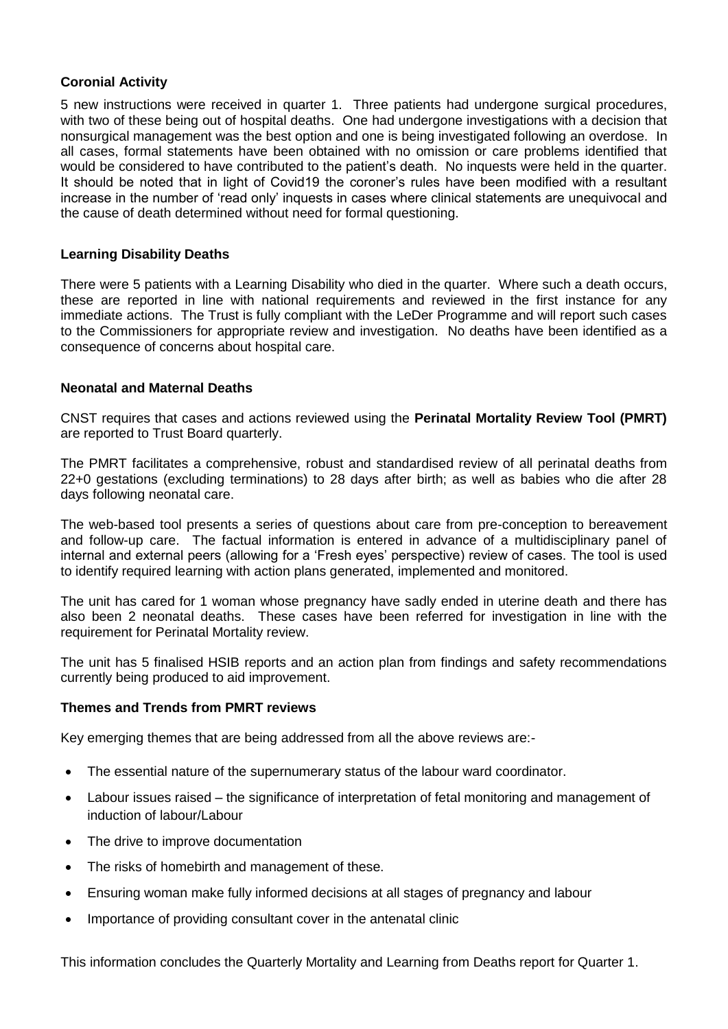**Coronial Activity**

5 new instructions were received in quarter 1. Three patients had undergone surgical procedures, with two of these being out of hospital deaths. One had undergone investigations with a decision that nonsurgical management was the best option and one is being investigated following an overdose. In all cases, formal statements have been obtained with no omission or care problems identified that would be considered to have contributed to the patient's death. No inquests were held in the quarter. It should be noted that in light of Covid19 the coroner's rules have been modified with a resultant increase in the number of 'read only' inquests in cases where clinical statements are unequivocal and the cause of death determined without need for formal questioning.

**Learning Disability Deaths**

There were 5 patients with a Learning Disability who died in the quarter. Where such a death occurs, these are reported in line with national requirements and reviewed in the first instance for any immediate actions. The Trust is fully compliant with the LeDer Programme and will report such cases to the Commissioners for appropriate review and investigation. No deaths have been identified as a consequence of concerns about hospital care.

**Neonatal and Maternal Deaths**

CNST requires that cases and actions reviewed using the **Perinatal Mortality Review Tool (PMRT)** are reported to Trust Board quarterly.

The PMRT facilitates a comprehensive, robust and standardised review of all perinatal deaths from 22+0 gestations (excluding terminations) to 28 days after birth; as well as babies who die after 28 days following neonatal care.

The web-based tool presents a series of questions about care from pre-conception to bereavement and follow-up care. The factual information is entered in advance of a multidisciplinary panel of internal and external peers (allowing for a 'Fresh eyes' perspective) review of cases. The tool is used to identify required learning with action plans generated, implemented and monitored.

The unit has cared for 1 woman whose pregnancy have sadly ended in uterine death and there has also been 2 neonatal deaths. These cases have been referred for investigation in line with the requirement for Perinatal Mortality review.

The unit has 5 finalised HSIB reports and an action plan from findings and safety recommendations currently being produced to aid improvement.

**Themes and Trends from PMRT reviews**

Key emerging themes that are being addressed from all the above reviews are:-

- The essential nature of the supernumerary status of the labour ward coordinator.
- Labour issues raised – the significance of interpretation of fetal monitoring and management of induction of labour/Labour
- The drive to improve documentation
- The risks of homebirth and management of these.
- Ensuring woman make fully informed decisions at all stages of pregnancy and labour
- Importance of providing consultant cover in the antenatal clinic

This information concludes the Quarterly Mortality and Learning from Deaths report for Quarter 1.